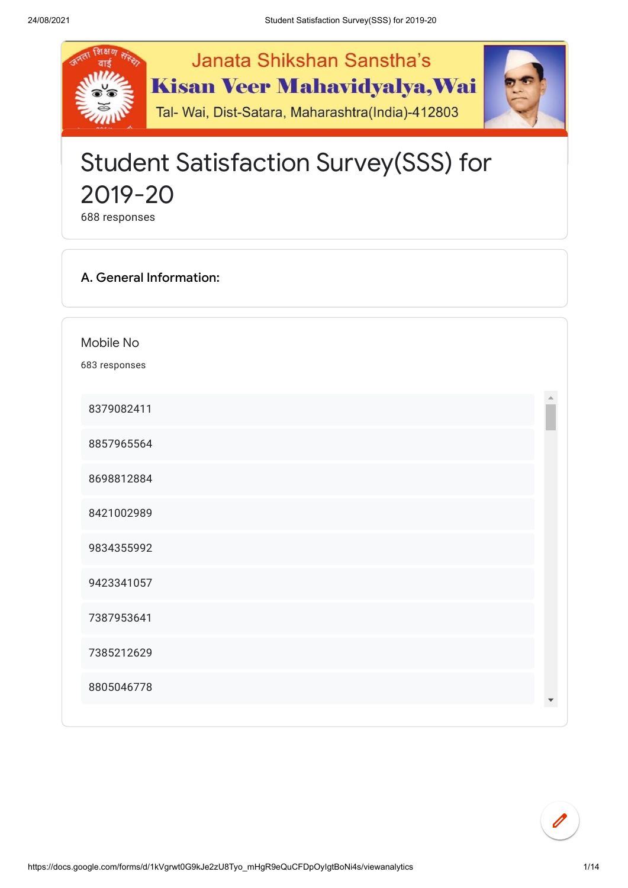Janata Shikshan Sanstha's

**Kisan Veer Mahavidyalya, Wai**

Tal- Wai, Dist-Satara, Maharashtra(India)-412803

# Student Satisfaction Survey(SSS) for 2019-20

688 responses

## A. General Information:

### Mobile No

683 responses

8379082411

8857965564

8698812884

8421002989

9834355992

9423341057

7387953641

7385212629

8805046778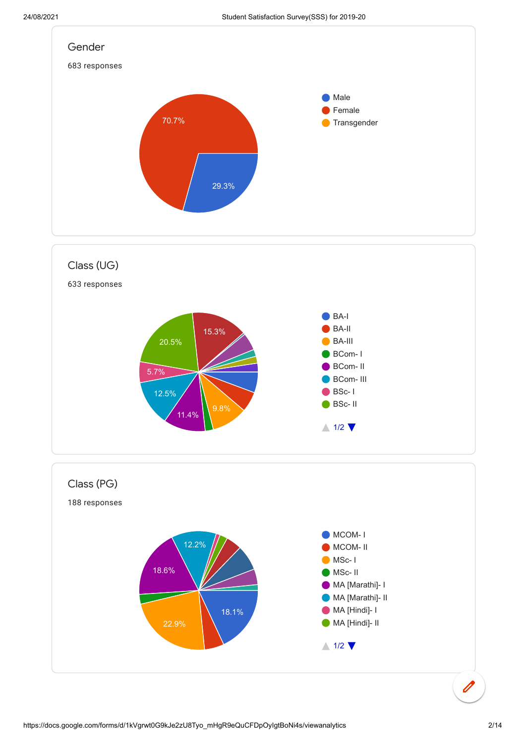## Gender

683 responses

- Male
- Female
- Transgender

70.7%

29.3%

## Class (UG)

633 responses

- BA-I
- BA-II
- BA-III
- BCom- I
- BCom- II
- BCom- III
- BSc- I
- BSc- II

1/2

15.3%

20.5%

5.7%

12.5%

11.4%

9.8%

## Class (PG)

188 responses

- MCOM- I
- MCOM- II
- MSc- I
- MSc- II
- MA [Marathi]- I
- MA [Marathi]- II
- MA [Hindi]- I
- MA [Hindi]- II

1/2

12.2%

18.6%

18.1%

22.9%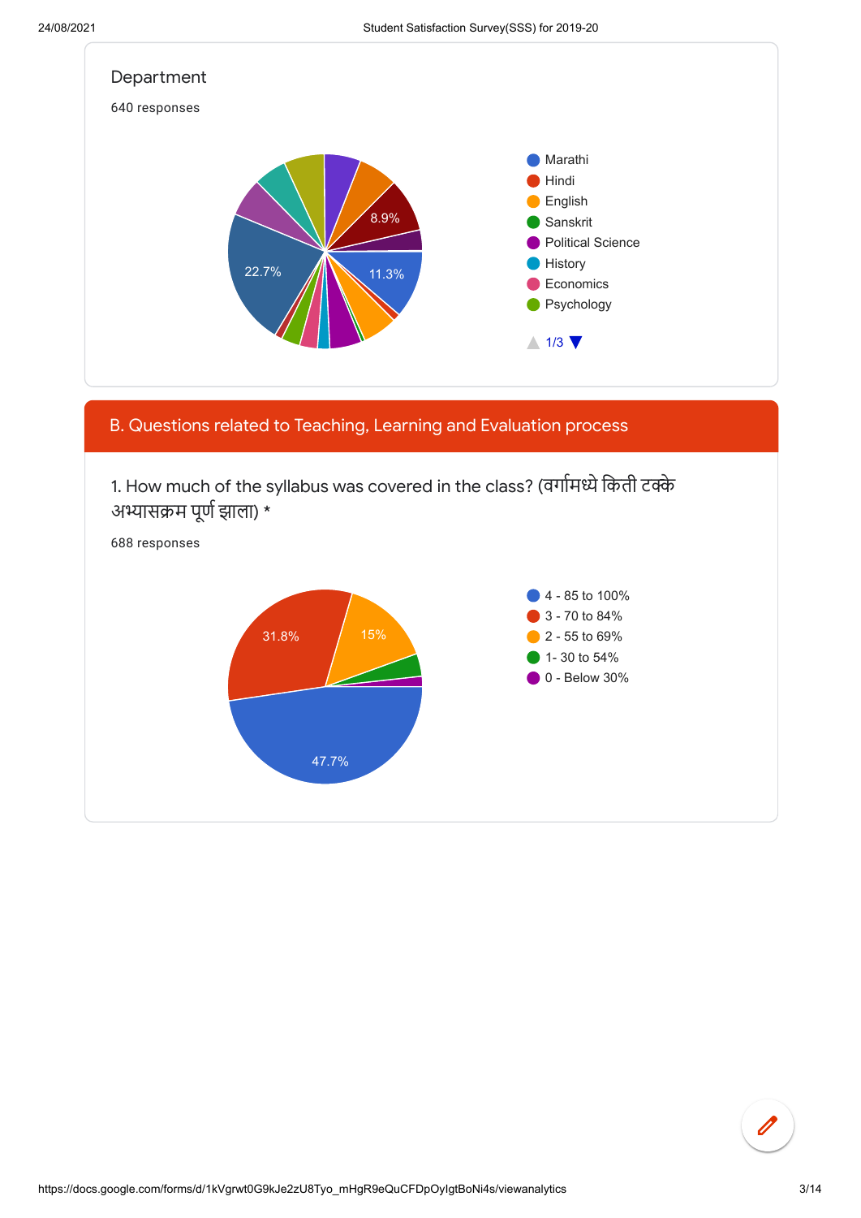Department

640 responses

- Marathi
- Hindi
- English
- Sanskrit
- Political Science
- History
- Economics
- Psychology

1/3

22.7%, 11.3%, 8.9%

## B. Questions related to Teaching, Learning and Evaluation process

1. How much of the syllabus was covered in the class? (वर्गामध्ये किती टक्के अभ्यासक्रम पूर्ण झाला) *

688 responses

- 4 - 85 to 100%
- 3 - 70 to 84%
- 2 - 55 to 69%
- 1- 30 to 54%
- 0 - Below 30%

47.7%, 31.8%, 15%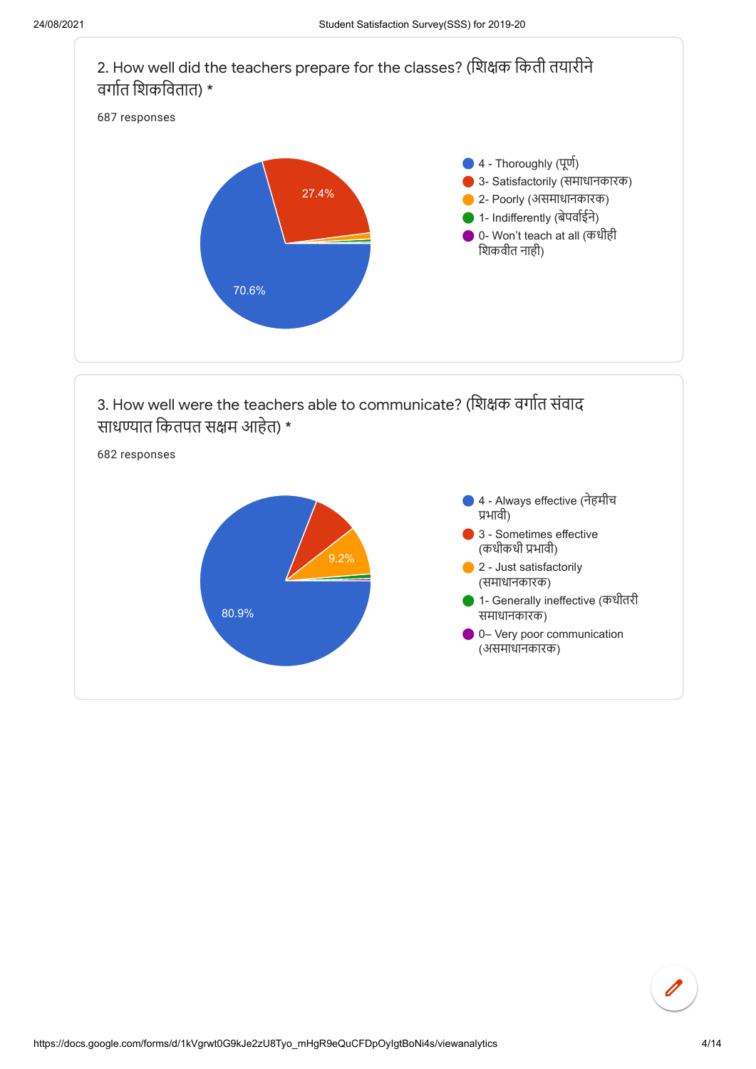2. How well did the teachers prepare for the classes? (शिक्षक किती तयारीने वर्गात शिकवितात) *

687 responses

- 4 - Thoroughly (पूर्ण)
- 3- Satisfactorily (समाधानकारक)
- 2- Poorly (असमाधानकारक)
- 1- Indifferently (बेपर्वाईने)
- 0- Won't teach at all (कधीही शिकवीत नाही)

70.6%

27.4%

3. How well were the teachers able to communicate? (शिक्षक वर्गात संवाद साधण्यात कितपत सक्षम आहेत) *

682 responses

- 4 - Always effective (नेहमीच प्रभावी)
- 3 - Sometimes effective (कधीकधी प्रभावी)
- 2 - Just satisfactorily (समाधानकारक)
- 1- Generally ineffective (कधीतरी समाधानकारक)
- 0– Very poor communication (असमाधानकारक)

80.9%

9.2%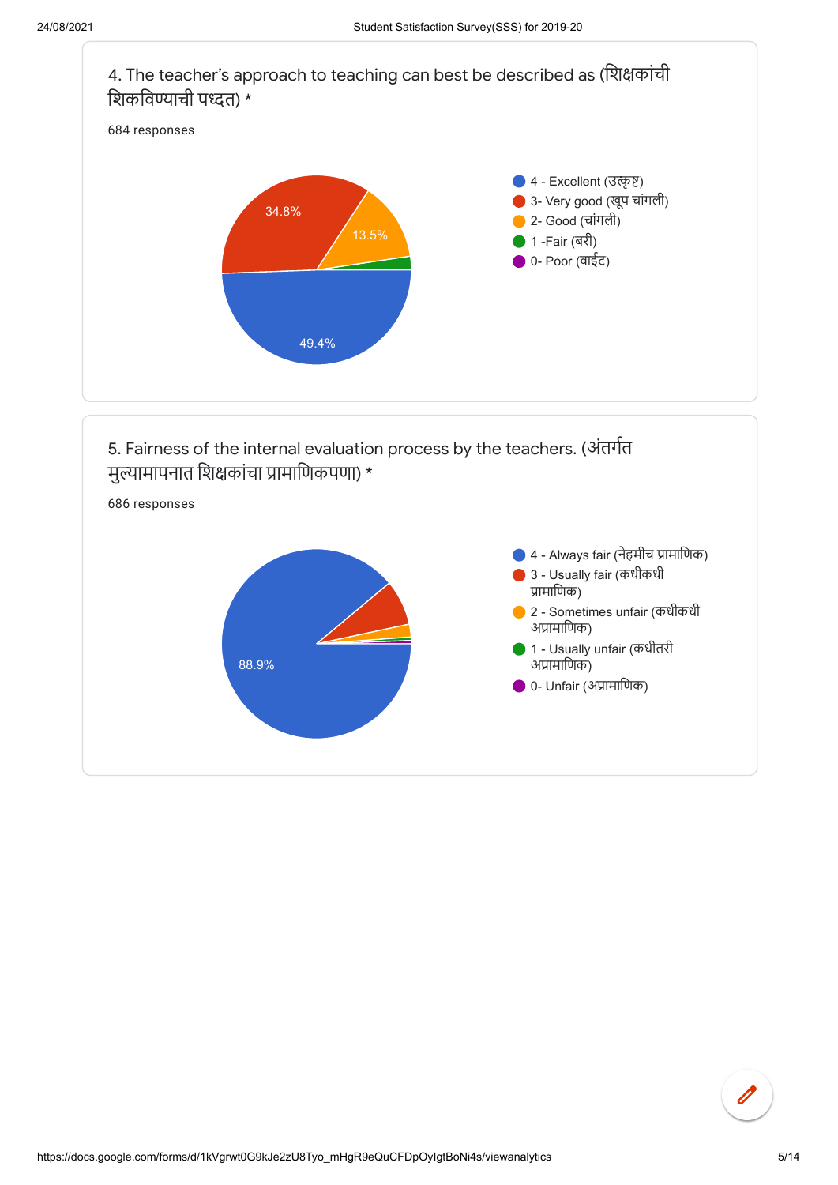4. The teacher's approach to teaching can best be described as (शिक्षकांची शिकविण्याची पध्दत) *

684 responses

- 4 - Excellent (उत्कृष्ट) — 49.4%
- 3- Very good (खूप चांगली) — 34.8%
- 2- Good (चांगली) — 13.5%
- 1 -Fair (बरी)
- 0- Poor (वाईट)

5. Fairness of the internal evaluation process by the teachers. (अंतर्गत मुल्यामापनात शिक्षकांचा प्रामाणिकपणा) *

686 responses

- 4 - Always fair (नेहमीच प्रामाणिक) — 88.9%
- 3 - Usually fair (कधीकधी प्रामाणिक)
- 2 - Sometimes unfair (कधीकधी अप्रामाणिक)
- 1 - Usually unfair (कधीतरी अप्रामाणिक)
- 0- Unfair (अप्रामाणिक)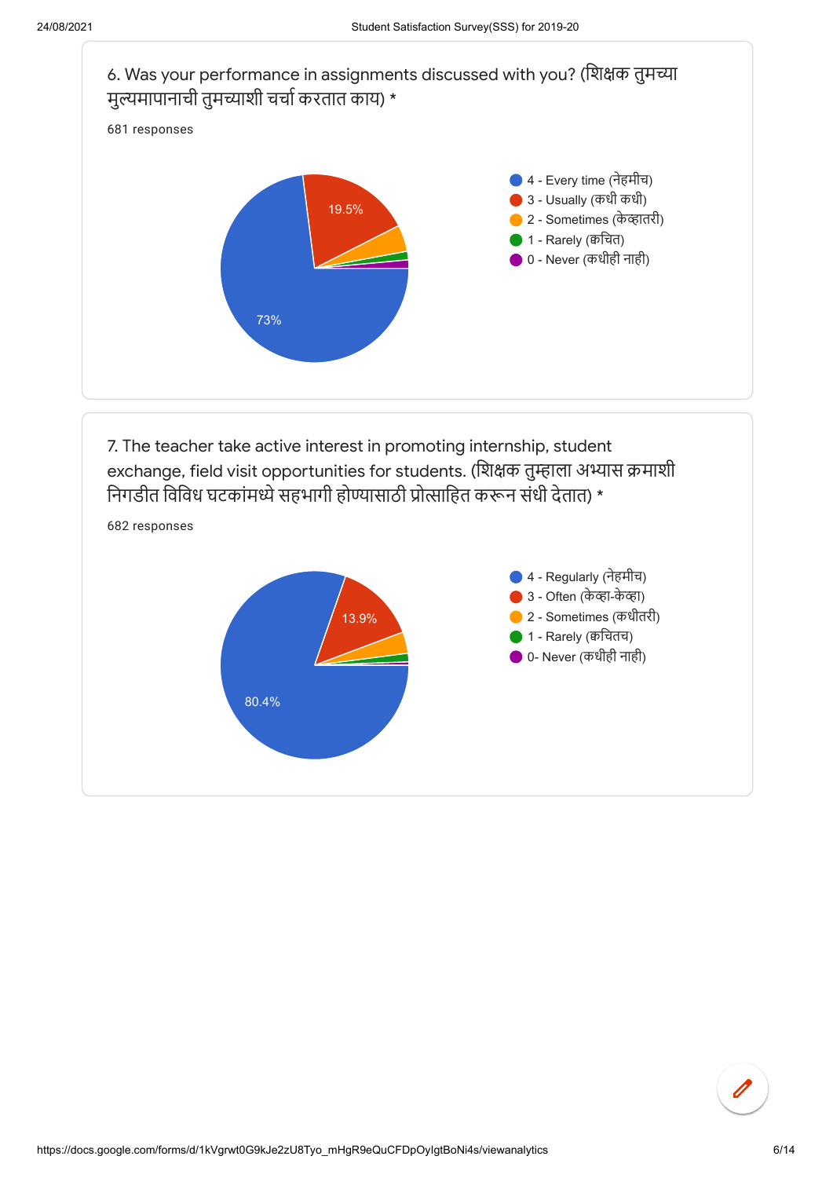6. Was your performance in assignments discussed with you? (शिक्षक तुमच्या मुल्यमापानाची तुमच्याशी चर्चा करतात काय) *

681 responses

- 4 - Every time (नेहमीच)
- 3 - Usually (कधी कधी)
- 2 - Sometimes (केव्हातरी)
- 1 - Rarely (क्वचित)
- 0 - Never (कधीही नाही)

73%

19.5%

7. The teacher take active interest in promoting internship, student exchange, field visit opportunities for students. (शिक्षक तुम्हाला अभ्यास क्रमाशी निगडीत विविध घटकांमध्ये सहभागी होण्यासाठी प्रोत्साहित करून संधी देतात) *

682 responses

- 4 - Regularly (नेहमीच)
- 3 - Often (केव्हा-केव्हा)
- 2 - Sometimes (कधीतरी)
- 1 - Rarely (क्वचितच)
- 0- Never (कधीही नाही)

80.4%

13.9%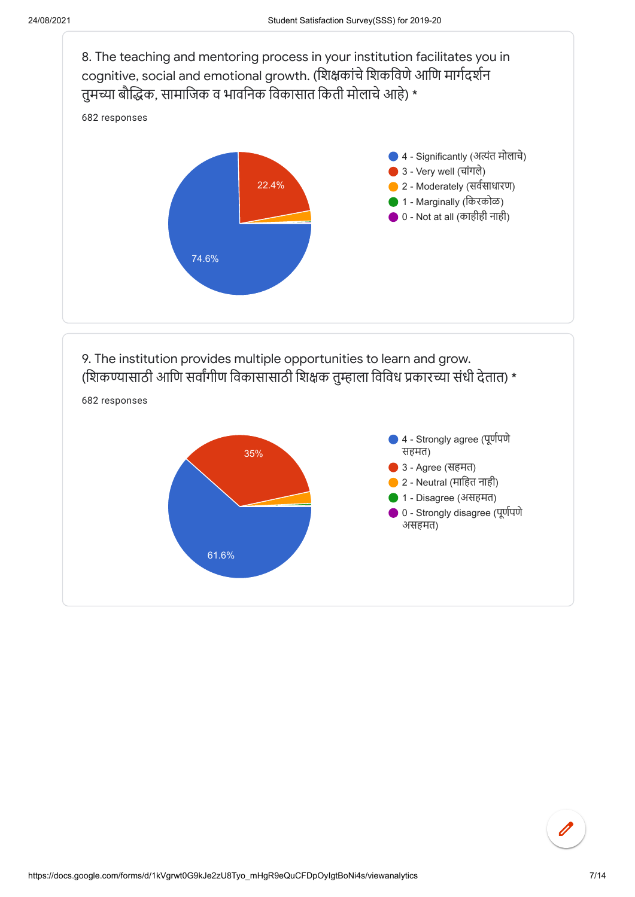8. The teaching and mentoring process in your institution facilitates you in cognitive, social and emotional growth. (शिक्षकांचे शिकविणे आणि मार्गदर्शन तुमच्या बौद्धिक, सामाजिक व भावनिक विकासात किती मोलाचे आहे) *

682 responses

- 4 - Significantly (अत्यंत मोलाचे)
- 3 - Very well (चांगले)
- 2 - Moderately (सर्वसाधारण)
- 1 - Marginally (किरकोळ)
- 0 - Not at all (काहीही नाही)

74.6%

22.4%

9. The institution provides multiple opportunities to learn and grow. (शिकण्यासाठी आणि सर्वांगीण विकासासाठी शिक्षक तुम्हाला विविध प्रकारच्या संधी देतात) *

682 responses

- 4 - Strongly agree (पूर्णपणे सहमत)
- 3 - Agree (सहमत)
- 2 - Neutral (माहित नाही)
- 1 - Disagree (असहमत)
- 0 - Strongly disagree (पूर्णपणे असहमत)

61.6%

35%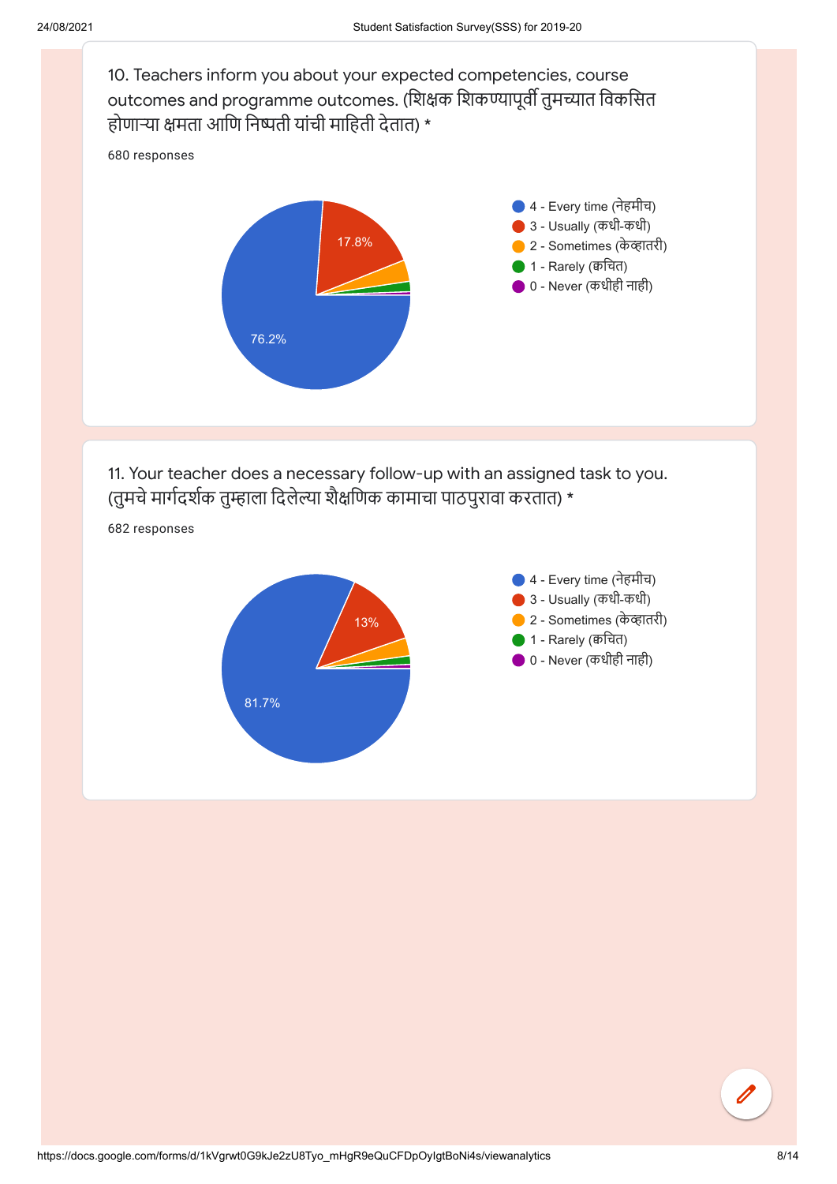10. Teachers inform you about your expected competencies, course outcomes and programme outcomes. (शिक्षक शिकण्यापूर्वी तुमच्यात विकसित होणाऱ्या क्षमता आणि निष्पती यांची माहिती देतात) *

680 responses

- 4 - Every time (नेहमीच) — 76.2%
- 3 - Usually (कधी-कधी) — 17.8%
- 2 - Sometimes (केव्हातरी)
- 1 - Rarely (क्वचित)
- 0 - Never (कधीही नाही)

11. Your teacher does a necessary follow-up with an assigned task to you. (तुमचे मार्गदर्शक तुम्हाला दिलेल्या शैक्षणिक कामाचा पाठपुरावा करतात) *

682 responses

- 4 - Every time (नेहमीच) — 81.7%
- 3 - Usually (कधी-कधी) — 13%
- 2 - Sometimes (केव्हातरी)
- 1 - Rarely (क्वचित)
- 0 - Never (कधीही नाही)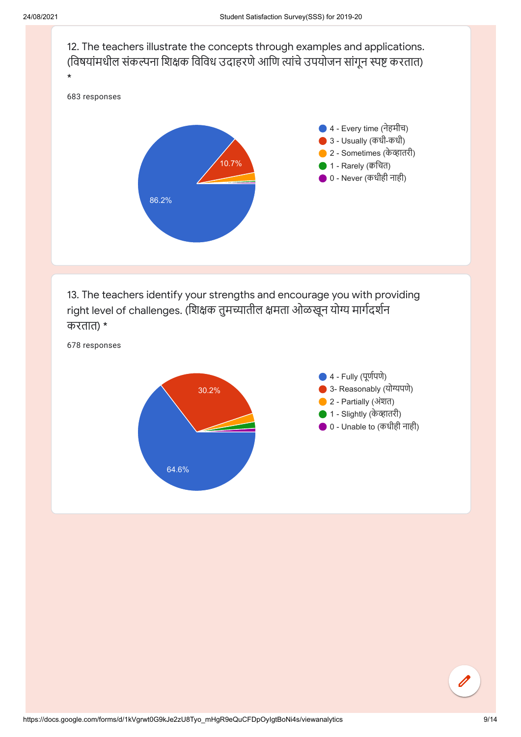12. The teachers illustrate the concepts through examples and applications. (विषयांमधील संकल्पना शिक्षक विविध उदाहरणे आणि त्यांचे उपयोजन सांगून स्पष्ट करतात) *

683 responses

- 4 - Every time (नेहमीच) — 86.2%
- 3 - Usually (कधी-कधी) — 10.7%
- 2 - Sometimes (केव्हातरी)
- 1 - Rarely (क्वचित)
- 0 - Never (कधीही नाही)

13. The teachers identify your strengths and encourage you with providing right level of challenges. (शिक्षक तुमच्यातील क्षमता ओळखून योग्य मार्गदर्शन करतात) *

678 responses

- 4 - Fully (पूर्णपणे) — 64.6%
- 3- Reasonably (योग्यपणे) — 30.2%
- 2 - Partially (अंशत)
- 1 - Slightly (केव्हातरी)
- 0 - Unable to (कधीही नाही)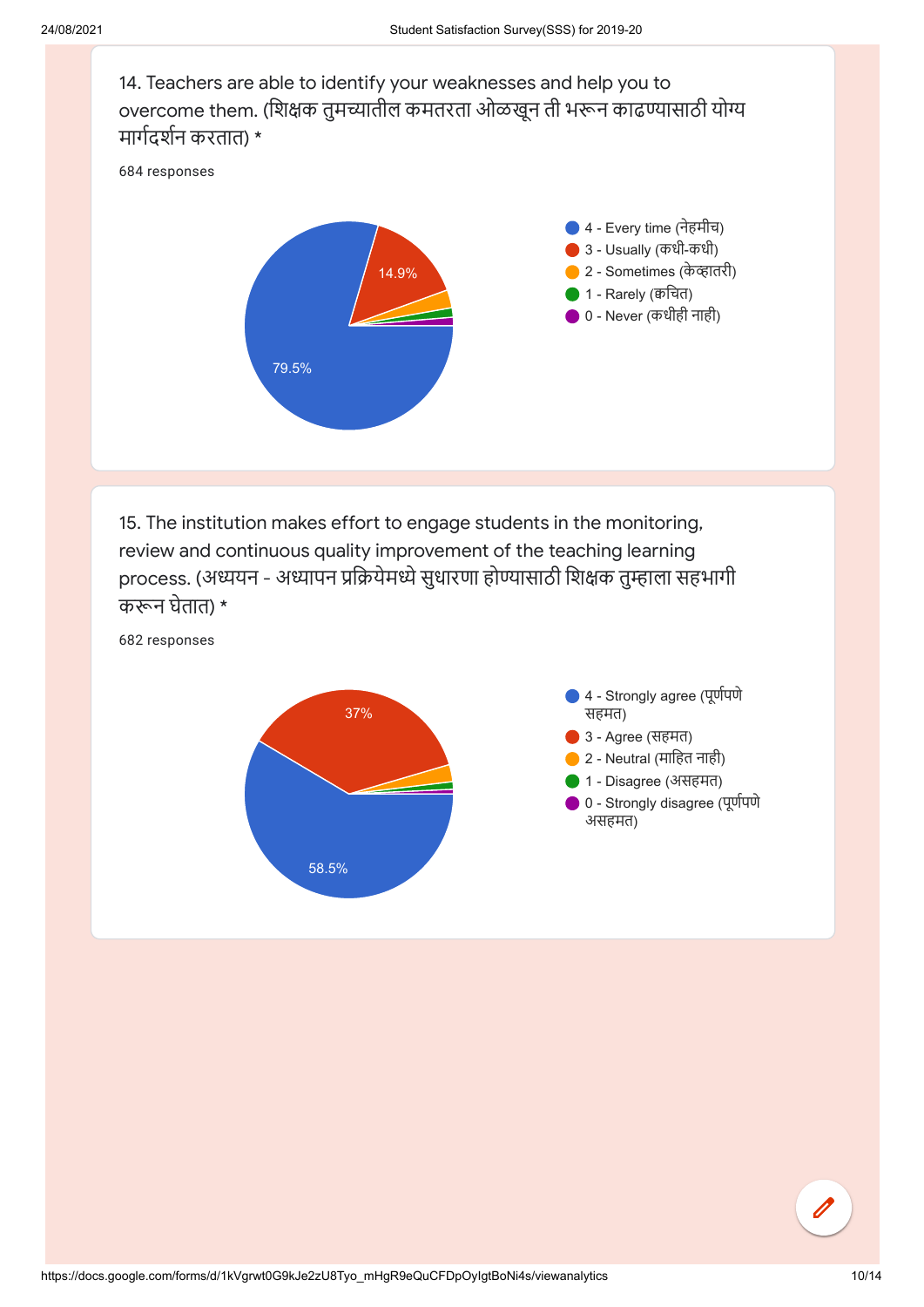14. Teachers are able to identify your weaknesses and help you to overcome them. (शिक्षक तुमच्यातील कमतरता ओळखून ती भरून काढण्यासाठी योग्य मार्गदर्शन करतात) *

684 responses

- 4 - Every time (नेहमीच) — 79.5%
- 3 - Usually (कधी-कधी) — 14.9%
- 2 - Sometimes (केव्हातरी)
- 1 - Rarely (क्वचित)
- 0 - Never (कधीही नाही)

15. The institution makes effort to engage students in the monitoring, review and continuous quality improvement of the teaching learning process. (अध्ययन - अध्यापन प्रक्रियेमध्ये सुधारणा होण्यासाठी शिक्षक तुम्हाला सहभागी करून घेतात) *

682 responses

- 4 - Strongly agree (पूर्णपणे सहमत) — 58.5%
- 3 - Agree (सहमत) — 37%
- 2 - Neutral (माहित नाही)
- 1 - Disagree (असहमत)
- 0 - Strongly disagree (पूर्णपणे असहमत)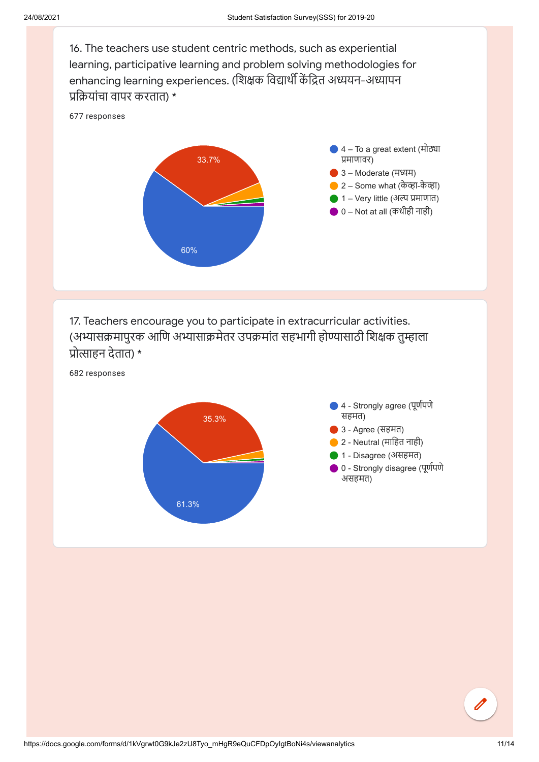16. The teachers use student centric methods, such as experiential learning, participative learning and problem solving methodologies for enhancing learning experiences. (शिक्षक विद्यार्थी केंद्रित अध्ययन-अध्यापन प्रक्रियांचा वापर करतात) *

677 responses

- 4 – To a great extent (मोठ्या प्रमाणावर): 60%
- 3 – Moderate (मध्यम): 33.7%
- 2 – Some what (केव्हा-केव्हा)
- 1 – Very little (अल्प प्रमाणात)
- 0 – Not at all (कधीही नाही)

17. Teachers encourage you to participate in extracurricular activities. (अभ्यासक्रमापुरक आणि अभ्यासाक्रमेतर उपक्रमांत सहभागी होण्यासाठी शिक्षक तुम्हाला प्रोत्साहन देतात) *

682 responses

- 4 - Strongly agree (पूर्णपणे सहमत): 61.3%
- 3 - Agree (सहमत): 35.3%
- 2 - Neutral (माहित नाही)
- 1 - Disagree (असहमत)
- 0 - Strongly disagree (पूर्णपणे असहमत)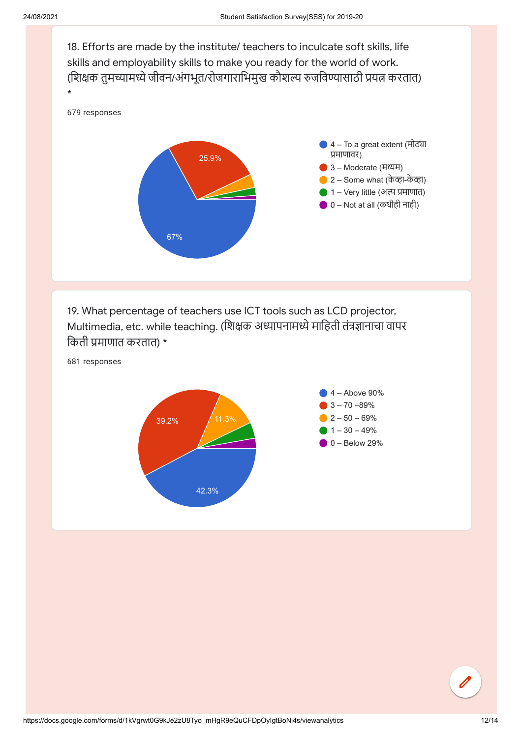18. Efforts are made by the institute/ teachers to inculcate soft skills, life skills and employability skills to make you ready for the world of work. (शिक्षक तुमच्यामध्ये जीवन/अंगभूत/रोजगाराभिमुख कौशल्य रुजविण्यासाठी प्रयत्न करतात) *

679 responses

- 4 – To a great extent (मोठ्या प्रमाणावर): 67%
- 3 – Moderate (मध्यम): 25.9%
- 2 – Some what (केव्हा-केव्हा)
- 1 – Very little (अल्प प्रमाणात)
- 0 – Not at all (कधीही नाही)

19. What percentage of teachers use ICT tools such as LCD projector, Multimedia, etc. while teaching. (शिक्षक अध्यापनामध्ये माहिती तंत्रज्ञानाचा वापर किती प्रमाणात करतात) *

681 responses

- 4 – Above 90%: 42.3%
- 3 – 70 –89%: 39.2%
- 2 – 50 – 69%: 11.3%
- 1 – 30 – 49%
- 0 – Below 29%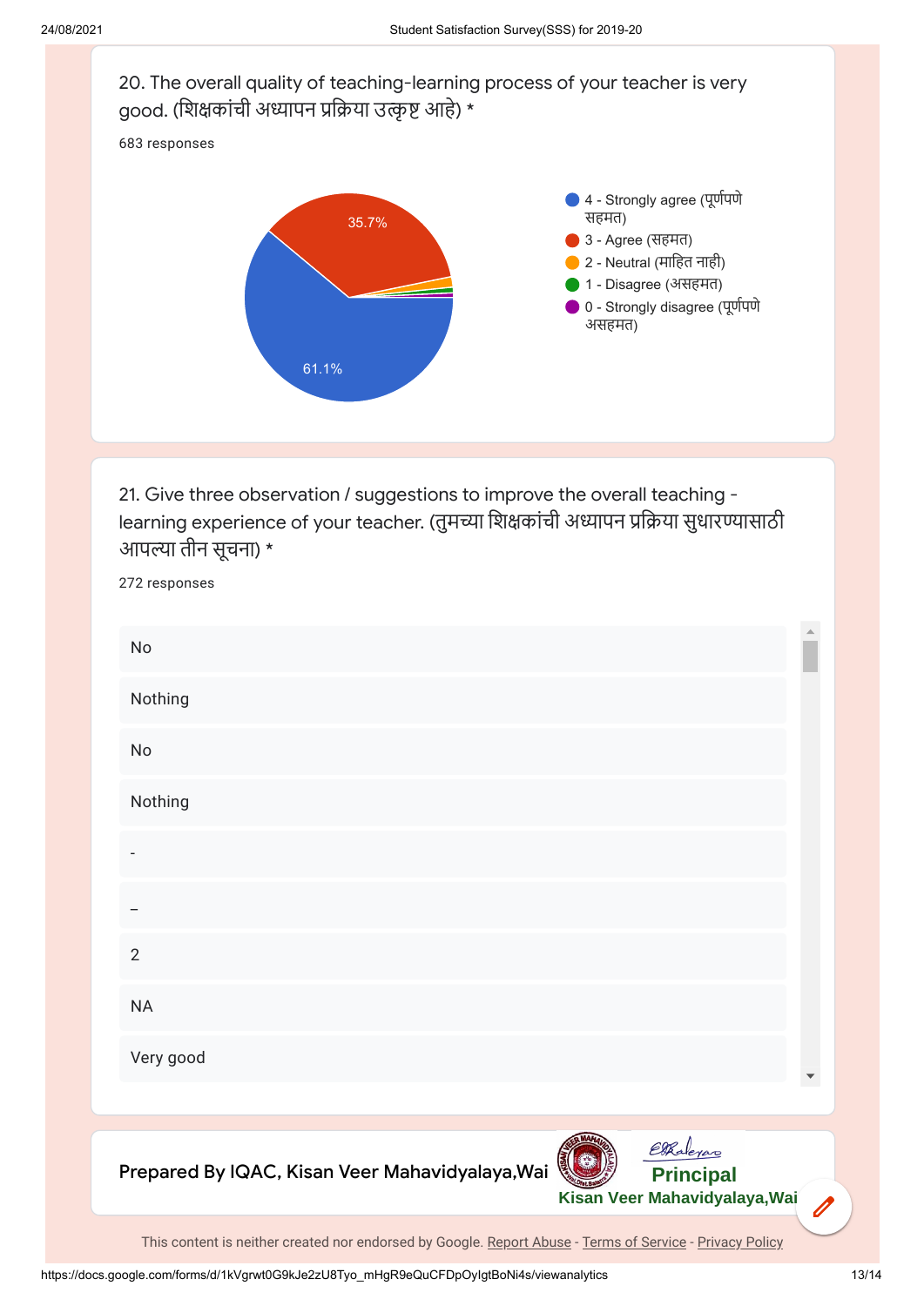20. The overall quality of teaching-learning process of your teacher is very good. (शिक्षकांची अध्यापन प्रक्रिया उत्कृष्ट आहे) *

683 responses

35.7%

61.1%

4 - Strongly agree (पूर्णपणे सहमत)

3 - Agree (सहमत)

2 - Neutral (माहित नाही)

1 - Disagree (असहमत)

0 - Strongly disagree (पूर्णपणे असहमत)

21. Give three observation / suggestions to improve the overall teaching - learning experience of your teacher. (तुमच्या शिक्षकांची अध्यापन प्रक्रिया सुधारण्यासाठी आपल्या तीन सूचना) *

272 responses

No

Nothing

No

Nothing

-

_

2

NA

Very good

**Prepared By IQAC, Kisan Veer Mahavidyalaya,Wai**

**Principal**

**Kisan Veer Mahavidyalaya,Wai**

This content is neither created nor endorsed by Google. Report Abuse - Terms of Service - Privacy Policy